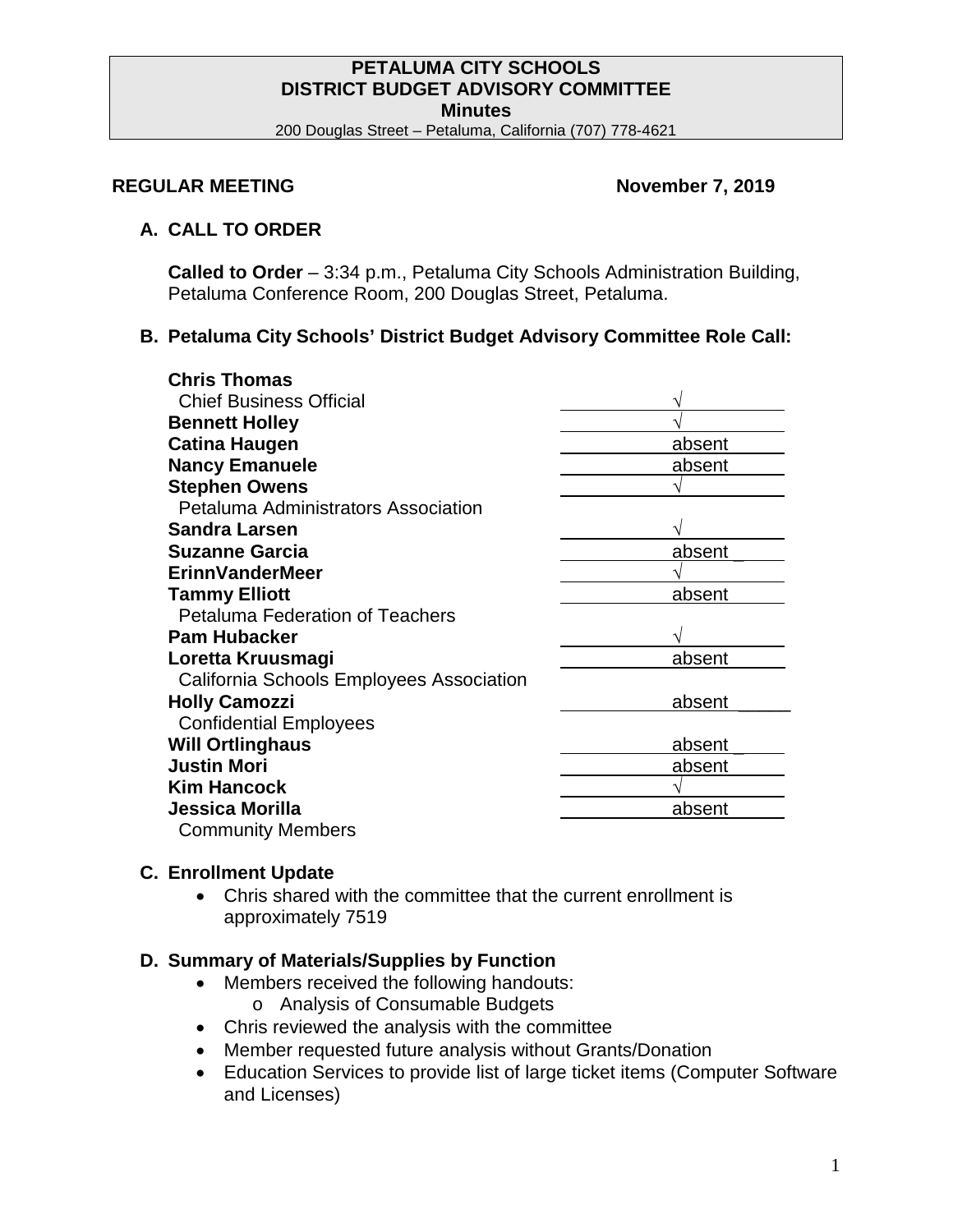**PETALUMA CITY SCHOOLS**
**DISTRICT BUDGET ADVISORY COMMITTEE**
**Minutes**
200 Douglas Street – Petaluma, California (707) 778-4621

**REGULAR MEETING** **November 7, 2019**

## A. CALL TO ORDER

**Called to Order** – 3:34 p.m., Petaluma City Schools Administration Building, Petaluma Conference Room, 200 Douglas Street, Petaluma.

## B. Petaluma City Schools' District Budget Advisory Committee Role Call:

| Member | Attendance |
|---|---|
| **Chris Thomas** Chief Business Official | √ |
| **Bennett Holley** | √ |
| **Catina Haugen** | absent |
| **Nancy Emanuele** | absent |
| **Stephen Owens** Petaluma Administrators Association | √ |
| **Sandra Larsen** | √ |
| **Suzanne Garcia** | absent |
| **ErinnVanderMeer** | √ |
| **Tammy Elliott** Petaluma Federation of Teachers | absent |
| **Pam Hubacker** | √ |
| **Loretta Kruusmagi** California Schools Employees Association | absent |
| **Holly Camozzi** Confidential Employees | absent |
| **Will Ortlinghaus** | absent |
| **Justin Mori** | absent |
| **Kim Hancock** | √ |
| **Jessica Morilla** Community Members | absent |

## C. Enrollment Update

- Chris shared with the committee that the current enrollment is approximately 7519

## D. Summary of Materials/Supplies by Function

- Members received the following handouts:
  - Analysis of Consumable Budgets
- Chris reviewed the analysis with the committee
- Member requested future analysis without Grants/Donation
- Education Services to provide list of large ticket items (Computer Software and Licenses)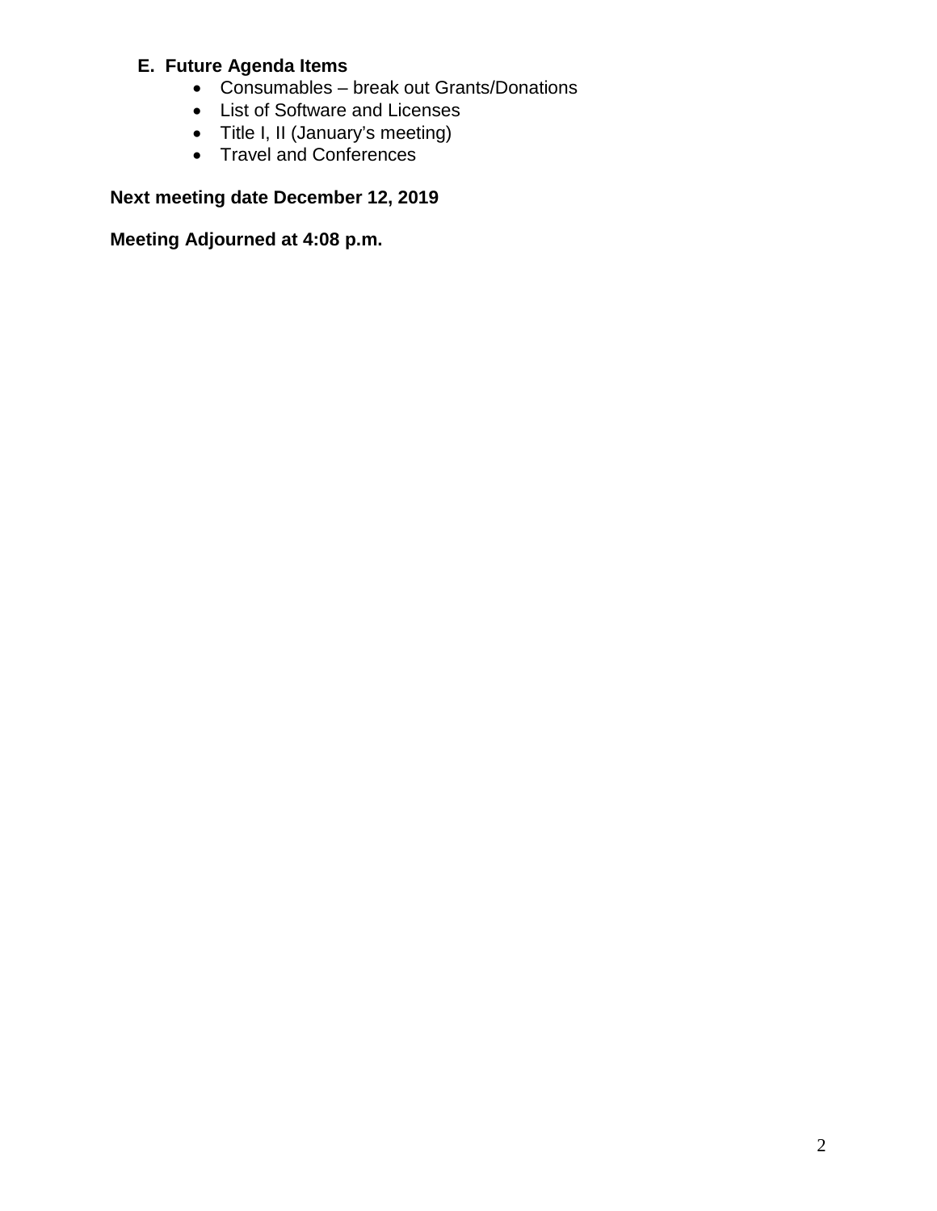### E. Future Agenda Items

- Consumables – break out Grants/Donations
- List of Software and Licenses
- Title I, II (January's meeting)
- Travel and Conferences

**Next meeting date December 12, 2019**

**Meeting Adjourned at 4:08 p.m.**